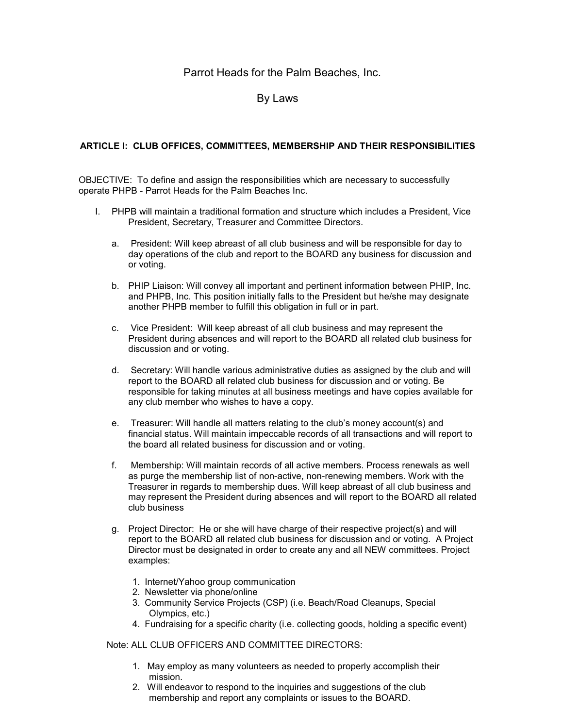# Parrot Heads for the Palm Beaches, Inc.

## By Laws

### ARTICLE I: CLUB OFFICES, COMMITTEES, MEMBERSHIP AND THEIR RESPONSIBILITIES

OBJECTIVE: To define and assign the responsibilities which are necessary to successfully operate PHPB - Parrot Heads for the Palm Beaches Inc.

I. PHPB will maintain a traditional formation and structure which includes a President, Vice President, Secretary, Treasurer and Committee Directors.

   a. President: Will keep abreast of all club business and will be responsible for day to day operations of the club and report to the BOARD any business for discussion and or voting.

   b. PHIP Liaison: Will convey all important and pertinent information between PHIP, Inc. and PHPB, Inc. This position initially falls to the President but he/she may designate another PHPB member to fulfill this obligation in full or in part.

   c. Vice President: Will keep abreast of all club business and may represent the President during absences and will report to the BOARD all related club business for discussion and or voting.

   d. Secretary: Will handle various administrative duties as assigned by the club and will report to the BOARD all related club business for discussion and or voting. Be responsible for taking minutes at all business meetings and have copies available for any club member who wishes to have a copy.

   e. Treasurer: Will handle all matters relating to the club's money account(s) and financial status. Will maintain impeccable records of all transactions and will report to the board all related business for discussion and or voting.

   f. Membership: Will maintain records of all active members. Process renewals as well as purge the membership list of non-active, non-renewing members. Work with the Treasurer in regards to membership dues. Will keep abreast of all club business and may represent the President during absences and will report to the BOARD all related club business

   g. Project Director: He or she will have charge of their respective project(s) and will report to the BOARD all related club business for discussion and or voting. A Project Director must be designated in order to create any and all NEW committees. Project examples:

      1. Internet/Yahoo group communication
      2. Newsletter via phone/online
      3. Community Service Projects (CSP) (i.e. Beach/Road Cleanups, Special Olympics, etc.)
      4. Fundraising for a specific charity (i.e. collecting goods, holding a specific event)

Note: ALL CLUB OFFICERS AND COMMITTEE DIRECTORS:

1. May employ as many volunteers as needed to properly accomplish their mission.
2. Will endeavor to respond to the inquiries and suggestions of the club membership and report any complaints or issues to the BOARD.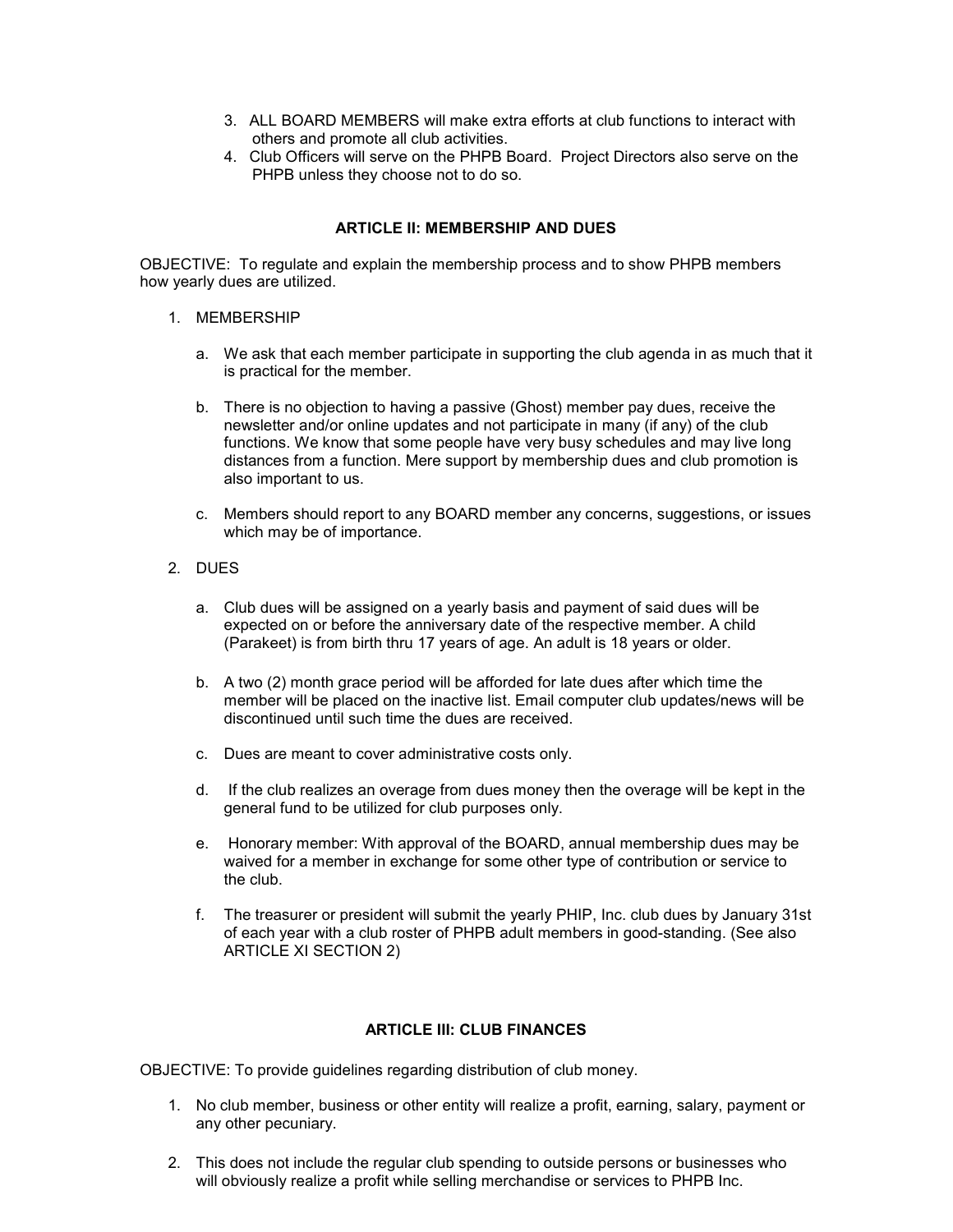3. ALL BOARD MEMBERS will make extra efforts at club functions to interact with others and promote all club activities.
4. Club Officers will serve on the PHPB Board. Project Directors also serve on the PHPB unless they choose not to do so.

## ARTICLE II: MEMBERSHIP AND DUES

OBJECTIVE: To regulate and explain the membership process and to show PHPB members how yearly dues are utilized.

1. MEMBERSHIP

   a. We ask that each member participate in supporting the club agenda in as much that it is practical for the member.

   b. There is no objection to having a passive (Ghost) member pay dues, receive the newsletter and/or online updates and not participate in many (if any) of the club functions. We know that some people have very busy schedules and may live long distances from a function. Mere support by membership dues and club promotion is also important to us.

   c. Members should report to any BOARD member any concerns, suggestions, or issues which may be of importance.

2. DUES

   a. Club dues will be assigned on a yearly basis and payment of said dues will be expected on or before the anniversary date of the respective member. A child (Parakeet) is from birth thru 17 years of age. An adult is 18 years or older.

   b. A two (2) month grace period will be afforded for late dues after which time the member will be placed on the inactive list. Email computer club updates/news will be discontinued until such time the dues are received.

   c. Dues are meant to cover administrative costs only.

   d. If the club realizes an overage from dues money then the overage will be kept in the general fund to be utilized for club purposes only.

   e. Honorary member: With approval of the BOARD, annual membership dues may be waived for a member in exchange for some other type of contribution or service to the club.

   f. The treasurer or president will submit the yearly PHIP, Inc. club dues by January 31st of each year with a club roster of PHPB adult members in good-standing. (See also ARTICLE XI SECTION 2)

## ARTICLE III: CLUB FINANCES

OBJECTIVE: To provide guidelines regarding distribution of club money.

1. No club member, business or other entity will realize a profit, earning, salary, payment or any other pecuniary.

2. This does not include the regular club spending to outside persons or businesses who will obviously realize a profit while selling merchandise or services to PHPB Inc.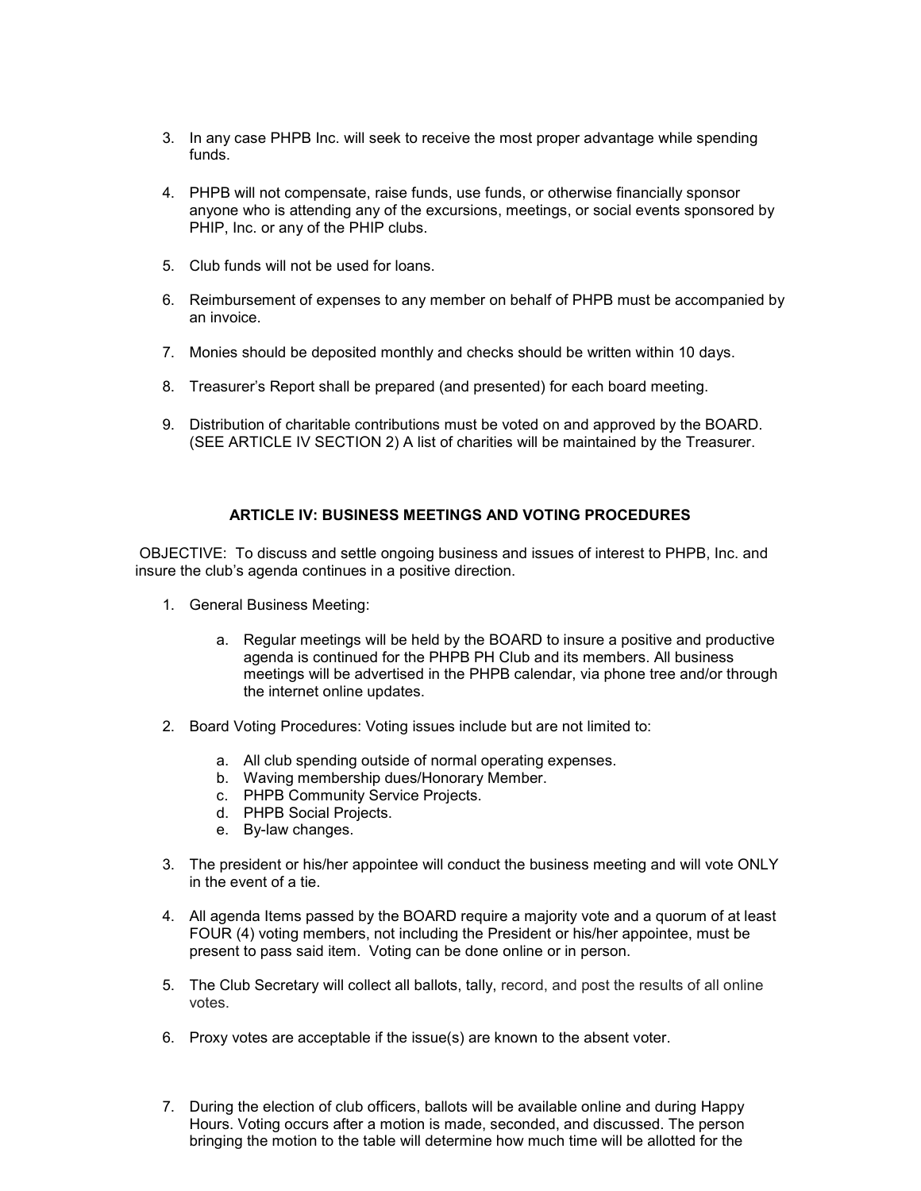3. In any case PHPB Inc. will seek to receive the most proper advantage while spending funds.

4. PHPB will not compensate, raise funds, use funds, or otherwise financially sponsor anyone who is attending any of the excursions, meetings, or social events sponsored by PHIP, Inc. or any of the PHIP clubs.

5. Club funds will not be used for loans.

6. Reimbursement of expenses to any member on behalf of PHPB must be accompanied by an invoice.

7. Monies should be deposited monthly and checks should be written within 10 days.

8. Treasurer's Report shall be prepared (and presented) for each board meeting.

9. Distribution of charitable contributions must be voted on and approved by the BOARD. (SEE ARTICLE IV SECTION 2) A list of charities will be maintained by the Treasurer.

## ARTICLE IV: BUSINESS MEETINGS AND VOTING PROCEDURES

OBJECTIVE: To discuss and settle ongoing business and issues of interest to PHPB, Inc. and insure the club's agenda continues in a positive direction.

1. General Business Meeting:

   a. Regular meetings will be held by the BOARD to insure a positive and productive agenda is continued for the PHPB PH Club and its members. All business meetings will be advertised in the PHPB calendar, via phone tree and/or through the internet online updates.

2. Board Voting Procedures: Voting issues include but are not limited to:

   a. All club spending outside of normal operating expenses.
   b. Waving membership dues/Honorary Member.
   c. PHPB Community Service Projects.
   d. PHPB Social Projects.
   e. By-law changes.

3. The president or his/her appointee will conduct the business meeting and will vote ONLY in the event of a tie.

4. All agenda Items passed by the BOARD require a majority vote and a quorum of at least FOUR (4) voting members, not including the President or his/her appointee, must be present to pass said item. Voting can be done online or in person.

5. The Club Secretary will collect all ballots, tally, record, and post the results of all online votes.

6. Proxy votes are acceptable if the issue(s) are known to the absent voter.

7. During the election of club officers, ballots will be available online and during Happy Hours. Voting occurs after a motion is made, seconded, and discussed. The person bringing the motion to the table will determine how much time will be allotted for the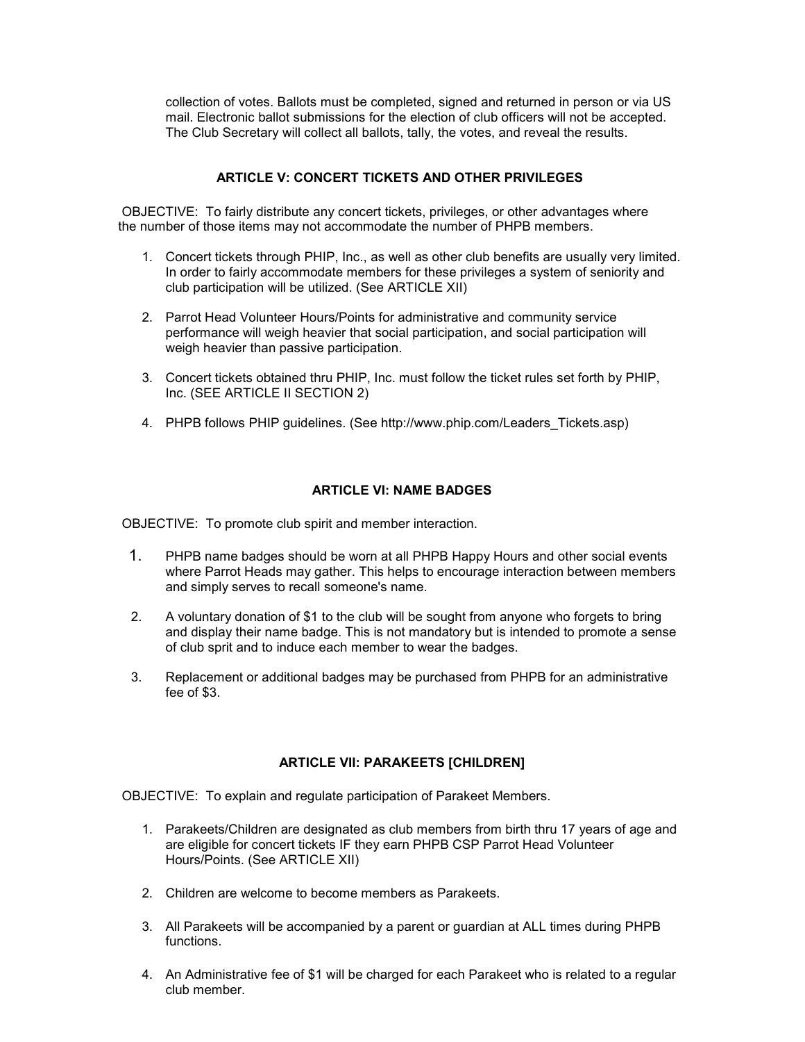collection of votes. Ballots must be completed, signed and returned in person or via US mail. Electronic ballot submissions for the election of club officers will not be accepted. The Club Secretary will collect all ballots, tally, the votes, and reveal the results.

## ARTICLE V: CONCERT TICKETS AND OTHER PRIVILEGES

OBJECTIVE: To fairly distribute any concert tickets, privileges, or other advantages where the number of those items may not accommodate the number of PHPB members.

1. Concert tickets through PHIP, Inc., as well as other club benefits are usually very limited. In order to fairly accommodate members for these privileges a system of seniority and club participation will be utilized. (See ARTICLE XII)

2. Parrot Head Volunteer Hours/Points for administrative and community service performance will weigh heavier that social participation, and social participation will weigh heavier than passive participation.

3. Concert tickets obtained thru PHIP, Inc. must follow the ticket rules set forth by PHIP, Inc. (SEE ARTICLE II SECTION 2)

4. PHPB follows PHIP guidelines. (See http://www.phip.com/Leaders_Tickets.asp)

## ARTICLE VI: NAME BADGES

OBJECTIVE: To promote club spirit and member interaction.

1. PHPB name badges should be worn at all PHPB Happy Hours and other social events where Parrot Heads may gather. This helps to encourage interaction between members and simply serves to recall someone's name.

2. A voluntary donation of $1 to the club will be sought from anyone who forgets to bring and display their name badge. This is not mandatory but is intended to promote a sense of club sprit and to induce each member to wear the badges.

3. Replacement or additional badges may be purchased from PHPB for an administrative fee of $3.

## ARTICLE VII: PARAKEETS [CHILDREN]

OBJECTIVE: To explain and regulate participation of Parakeet Members.

1. Parakeets/Children are designated as club members from birth thru 17 years of age and are eligible for concert tickets IF they earn PHPB CSP Parrot Head Volunteer Hours/Points. (See ARTICLE XII)

2. Children are welcome to become members as Parakeets.

3. All Parakeets will be accompanied by a parent or guardian at ALL times during PHPB functions.

4. An Administrative fee of $1 will be charged for each Parakeet who is related to a regular club member.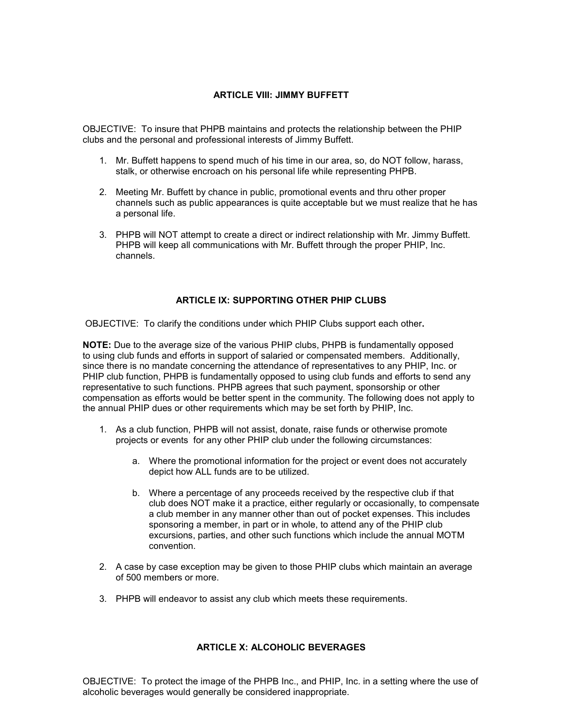## ARTICLE VIII: JIMMY BUFFETT

OBJECTIVE: To insure that PHPB maintains and protects the relationship between the PHIP clubs and the personal and professional interests of Jimmy Buffett.

1. Mr. Buffett happens to spend much of his time in our area, so, do NOT follow, harass, stalk, or otherwise encroach on his personal life while representing PHPB.

2. Meeting Mr. Buffett by chance in public, promotional events and thru other proper channels such as public appearances is quite acceptable but we must realize that he has a personal life.

3. PHPB will NOT attempt to create a direct or indirect relationship with Mr. Jimmy Buffett. PHPB will keep all communications with Mr. Buffett through the proper PHIP, Inc. channels.

## ARTICLE IX: SUPPORTING OTHER PHIP CLUBS

OBJECTIVE: To clarify the conditions under which PHIP Clubs support each other**.**

**NOTE:** Due to the average size of the various PHIP clubs, PHPB is fundamentally opposed to using club funds and efforts in support of salaried or compensated members. Additionally, since there is no mandate concerning the attendance of representatives to any PHIP, Inc. or PHIP club function, PHPB is fundamentally opposed to using club funds and efforts to send any representative to such functions. PHPB agrees that such payment, sponsorship or other compensation as efforts would be better spent in the community. The following does not apply to the annual PHIP dues or other requirements which may be set forth by PHIP, Inc.

1. As a club function, PHPB will not assist, donate, raise funds or otherwise promote projects or events for any other PHIP club under the following circumstances:

   a. Where the promotional information for the project or event does not accurately depict how ALL funds are to be utilized.

   b. Where a percentage of any proceeds received by the respective club if that club does NOT make it a practice, either regularly or occasionally, to compensate a club member in any manner other than out of pocket expenses. This includes sponsoring a member, in part or in whole, to attend any of the PHIP club excursions, parties, and other such functions which include the annual MOTM convention.

2. A case by case exception may be given to those PHIP clubs which maintain an average of 500 members or more.

3. PHPB will endeavor to assist any club which meets these requirements.

## ARTICLE X: ALCOHOLIC BEVERAGES

OBJECTIVE: To protect the image of the PHPB Inc., and PHIP, Inc. in a setting where the use of alcoholic beverages would generally be considered inappropriate.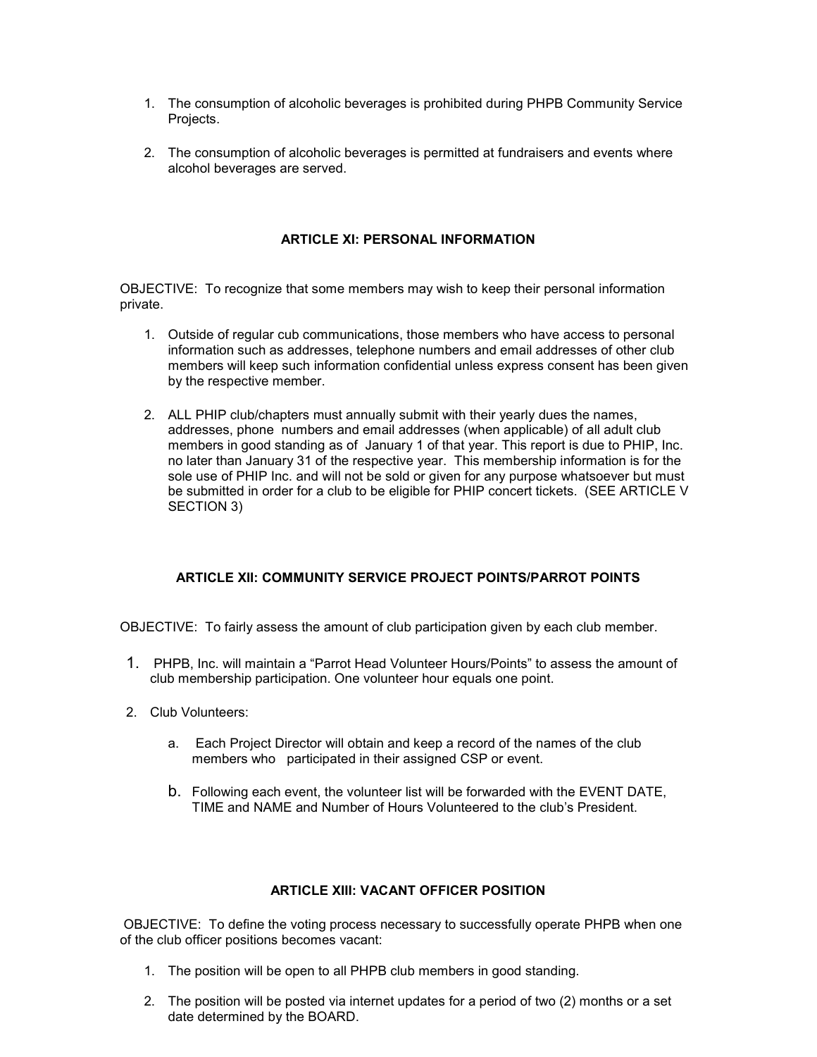1. The consumption of alcoholic beverages is prohibited during PHPB Community Service Projects.

2. The consumption of alcoholic beverages is permitted at fundraisers and events where alcohol beverages are served.

## ARTICLE XI: PERSONAL INFORMATION

OBJECTIVE: To recognize that some members may wish to keep their personal information private.

1. Outside of regular cub communications, those members who have access to personal information such as addresses, telephone numbers and email addresses of other club members will keep such information confidential unless express consent has been given by the respective member.

2. ALL PHIP club/chapters must annually submit with their yearly dues the names, addresses, phone numbers and email addresses (when applicable) of all adult club members in good standing as of January 1 of that year. This report is due to PHIP, Inc. no later than January 31 of the respective year. This membership information is for the sole use of PHIP Inc. and will not be sold or given for any purpose whatsoever but must be submitted in order for a club to be eligible for PHIP concert tickets. (SEE ARTICLE V SECTION 3)

## ARTICLE XII: COMMUNITY SERVICE PROJECT POINTS/PARROT POINTS

OBJECTIVE: To fairly assess the amount of club participation given by each club member.

1. PHPB, Inc. will maintain a "Parrot Head Volunteer Hours/Points" to assess the amount of club membership participation. One volunteer hour equals one point.

2. Club Volunteers:

   a. Each Project Director will obtain and keep a record of the names of the club members who participated in their assigned CSP or event.

   b. Following each event, the volunteer list will be forwarded with the EVENT DATE, TIME and NAME and Number of Hours Volunteered to the club's President.

## ARTICLE XIII: VACANT OFFICER POSITION

OBJECTIVE: To define the voting process necessary to successfully operate PHPB when one of the club officer positions becomes vacant:

1. The position will be open to all PHPB club members in good standing.

2. The position will be posted via internet updates for a period of two (2) months or a set date determined by the BOARD.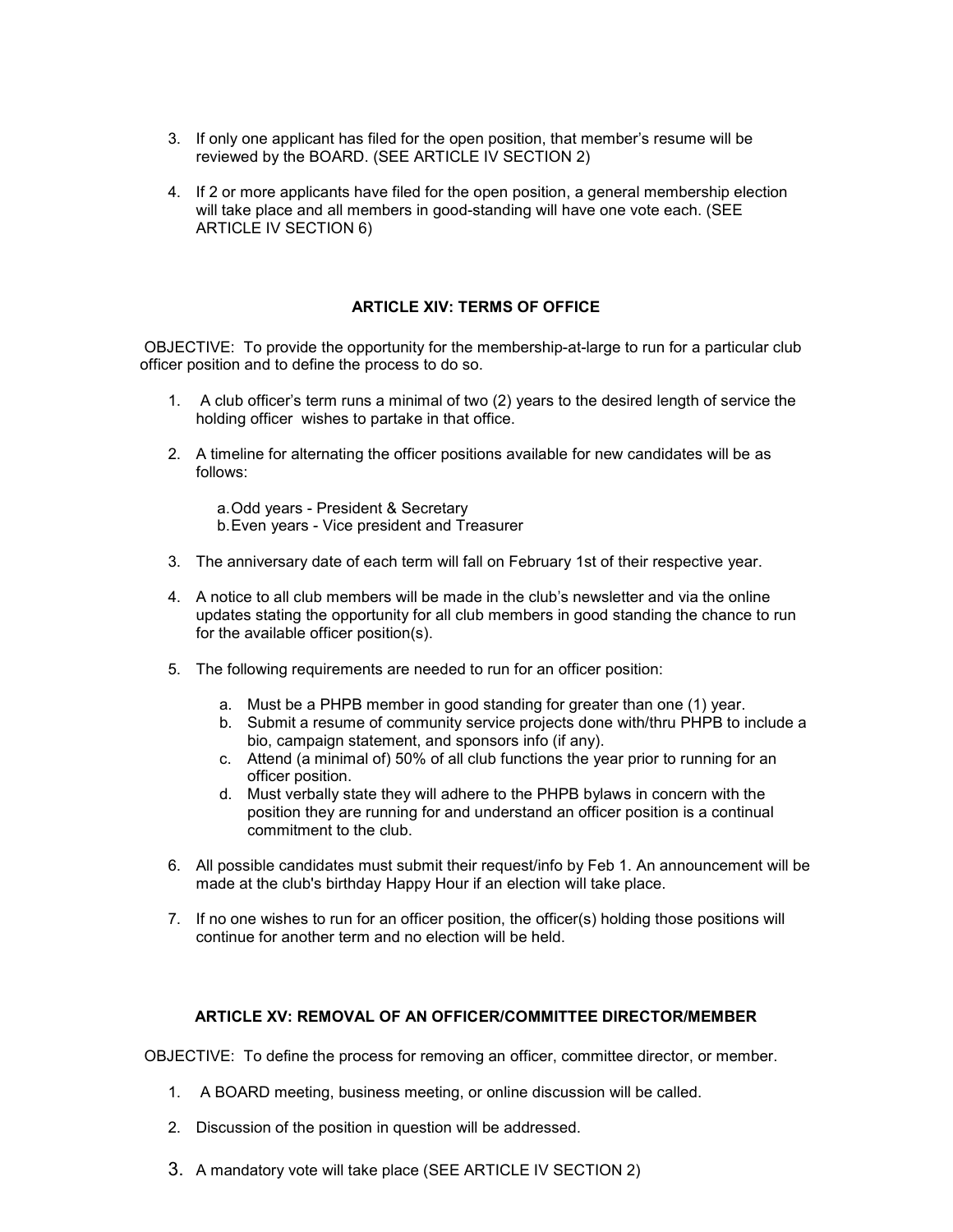3. If only one applicant has filed for the open position, that member's resume will be reviewed by the BOARD. (SEE ARTICLE IV SECTION 2)

4. If 2 or more applicants have filed for the open position, a general membership election will take place and all members in good-standing will have one vote each. (SEE ARTICLE IV SECTION 6)

## ARTICLE XIV: TERMS OF OFFICE

OBJECTIVE: To provide the opportunity for the membership-at-large to run for a particular club officer position and to define the process to do so.

1. A club officer's term runs a minimal of two (2) years to the desired length of service the holding officer wishes to partake in that office.

2. A timeline for alternating the officer positions available for new candidates will be as follows:

   a. Odd years - President & Secretary
   b. Even years - Vice president and Treasurer

3. The anniversary date of each term will fall on February 1st of their respective year.

4. A notice to all club members will be made in the club's newsletter and via the online updates stating the opportunity for all club members in good standing the chance to run for the available officer position(s).

5. The following requirements are needed to run for an officer position:

   a. Must be a PHPB member in good standing for greater than one (1) year.
   b. Submit a resume of community service projects done with/thru PHPB to include a bio, campaign statement, and sponsors info (if any).
   c. Attend (a minimal of) 50% of all club functions the year prior to running for an officer position.
   d. Must verbally state they will adhere to the PHPB bylaws in concern with the position they are running for and understand an officer position is a continual commitment to the club.

6. All possible candidates must submit their request/info by Feb 1. An announcement will be made at the club's birthday Happy Hour if an election will take place.

7. If no one wishes to run for an officer position, the officer(s) holding those positions will continue for another term and no election will be held.

## ARTICLE XV: REMOVAL OF AN OFFICER/COMMITTEE DIRECTOR/MEMBER

OBJECTIVE: To define the process for removing an officer, committee director, or member.

1. A BOARD meeting, business meeting, or online discussion will be called.

2. Discussion of the position in question will be addressed.

3. A mandatory vote will take place (SEE ARTICLE IV SECTION 2)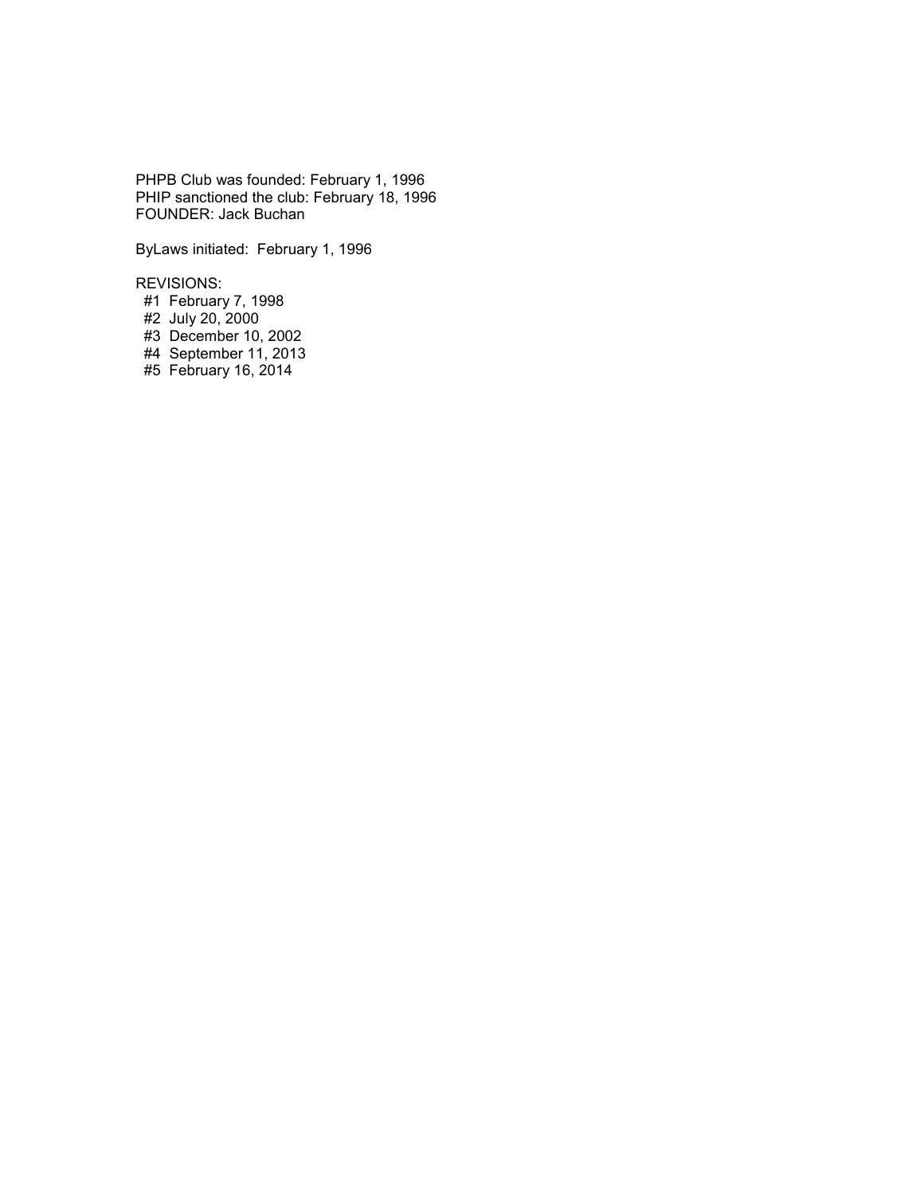PHPB Club was founded: February 1, 1996
PHIP sanctioned the club: February 18, 1996
FOUNDER: Jack Buchan

ByLaws initiated: February 1, 1996

REVISIONS:

#1 February 7, 1998
#2 July 20, 2000
#3 December 10, 2002
#4 September 11, 2013
#5 February 16, 2014